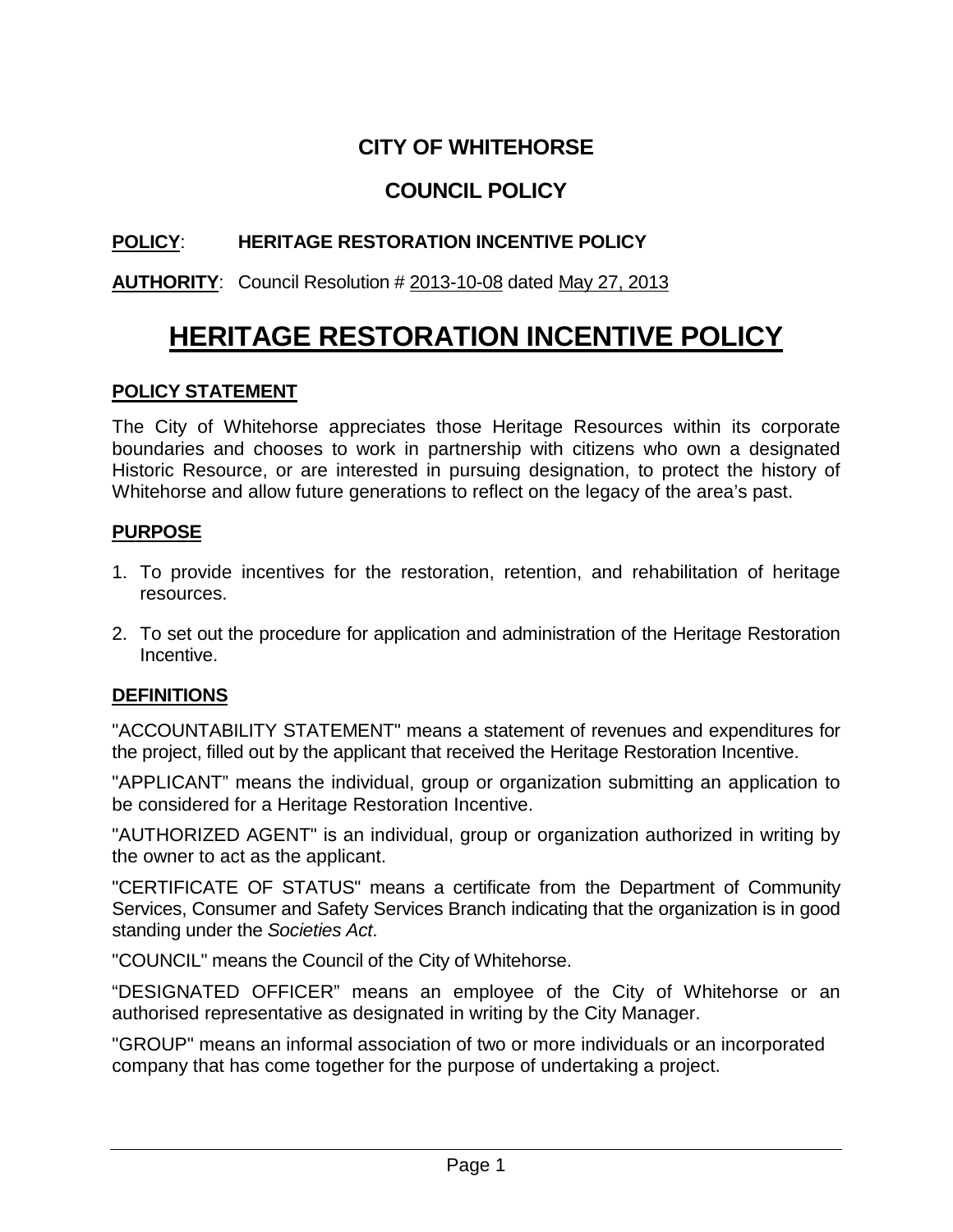**CITY OF WHITEHORSE**

**COUNCIL POLICY**

**POLICY**: **HERITAGE RESTORATION INCENTIVE POLICY**

**AUTHORITY**: Council Resolution # 2013-10-08 dated May 27, 2013

# HERITAGE RESTORATION INCENTIVE POLICY

## POLICY STATEMENT

The City of Whitehorse appreciates those Heritage Resources within its corporate boundaries and chooses to work in partnership with citizens who own a designated Historic Resource, or are interested in pursuing designation, to protect the history of Whitehorse and allow future generations to reflect on the legacy of the area's past.

## PURPOSE

1. To provide incentives for the restoration, retention, and rehabilitation of heritage resources.
2. To set out the procedure for application and administration of the Heritage Restoration Incentive.

## DEFINITIONS

"ACCOUNTABILITY STATEMENT" means a statement of revenues and expenditures for the project, filled out by the applicant that received the Heritage Restoration Incentive.

"APPLICANT" means the individual, group or organization submitting an application to be considered for a Heritage Restoration Incentive.

"AUTHORIZED AGENT" is an individual, group or organization authorized in writing by the owner to act as the applicant.

"CERTIFICATE OF STATUS" means a certificate from the Department of Community Services, Consumer and Safety Services Branch indicating that the organization is in good standing under the *Societies Act*.

"COUNCIL" means the Council of the City of Whitehorse.

"DESIGNATED OFFICER" means an employee of the City of Whitehorse or an authorised representative as designated in writing by the City Manager.

"GROUP" means an informal association of two or more individuals or an incorporated company that has come together for the purpose of undertaking a project.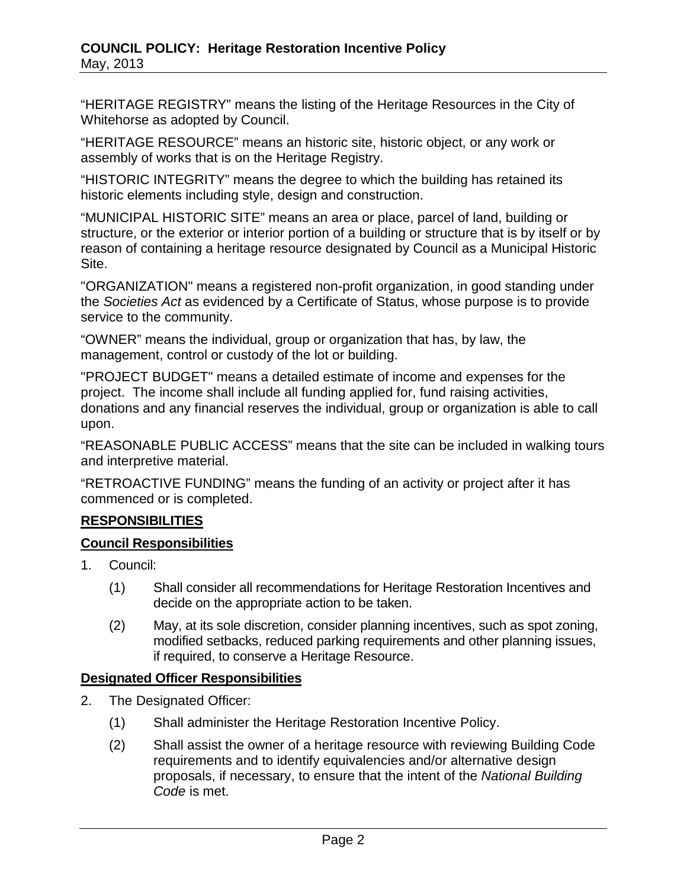"HERITAGE REGISTRY" means the listing of the Heritage Resources in the City of Whitehorse as adopted by Council.

"HERITAGE RESOURCE" means an historic site, historic object, or any work or assembly of works that is on the Heritage Registry.

"HISTORIC INTEGRITY" means the degree to which the building has retained its historic elements including style, design and construction.

"MUNICIPAL HISTORIC SITE" means an area or place, parcel of land, building or structure, or the exterior or interior portion of a building or structure that is by itself or by reason of containing a heritage resource designated by Council as a Municipal Historic Site.

"ORGANIZATION" means a registered non-profit organization, in good standing under the *Societies Act* as evidenced by a Certificate of Status, whose purpose is to provide service to the community.

"OWNER" means the individual, group or organization that has, by law, the management, control or custody of the lot or building.

"PROJECT BUDGET" means a detailed estimate of income and expenses for the project. The income shall include all funding applied for, fund raising activities, donations and any financial reserves the individual, group or organization is able to call upon.

"REASONABLE PUBLIC ACCESS" means that the site can be included in walking tours and interpretive material.

"RETROACTIVE FUNDING" means the funding of an activity or project after it has commenced or is completed.

## RESPONSIBILITIES

### Council Responsibilities

1. Council:

    (1) Shall consider all recommendations for Heritage Restoration Incentives and decide on the appropriate action to be taken.

    (2) May, at its sole discretion, consider planning incentives, such as spot zoning, modified setbacks, reduced parking requirements and other planning issues, if required, to conserve a Heritage Resource.

### Designated Officer Responsibilities

2. The Designated Officer:

    (1) Shall administer the Heritage Restoration Incentive Policy.

    (2) Shall assist the owner of a heritage resource with reviewing Building Code requirements and to identify equivalencies and/or alternative design proposals, if necessary, to ensure that the intent of the *National Building Code* is met.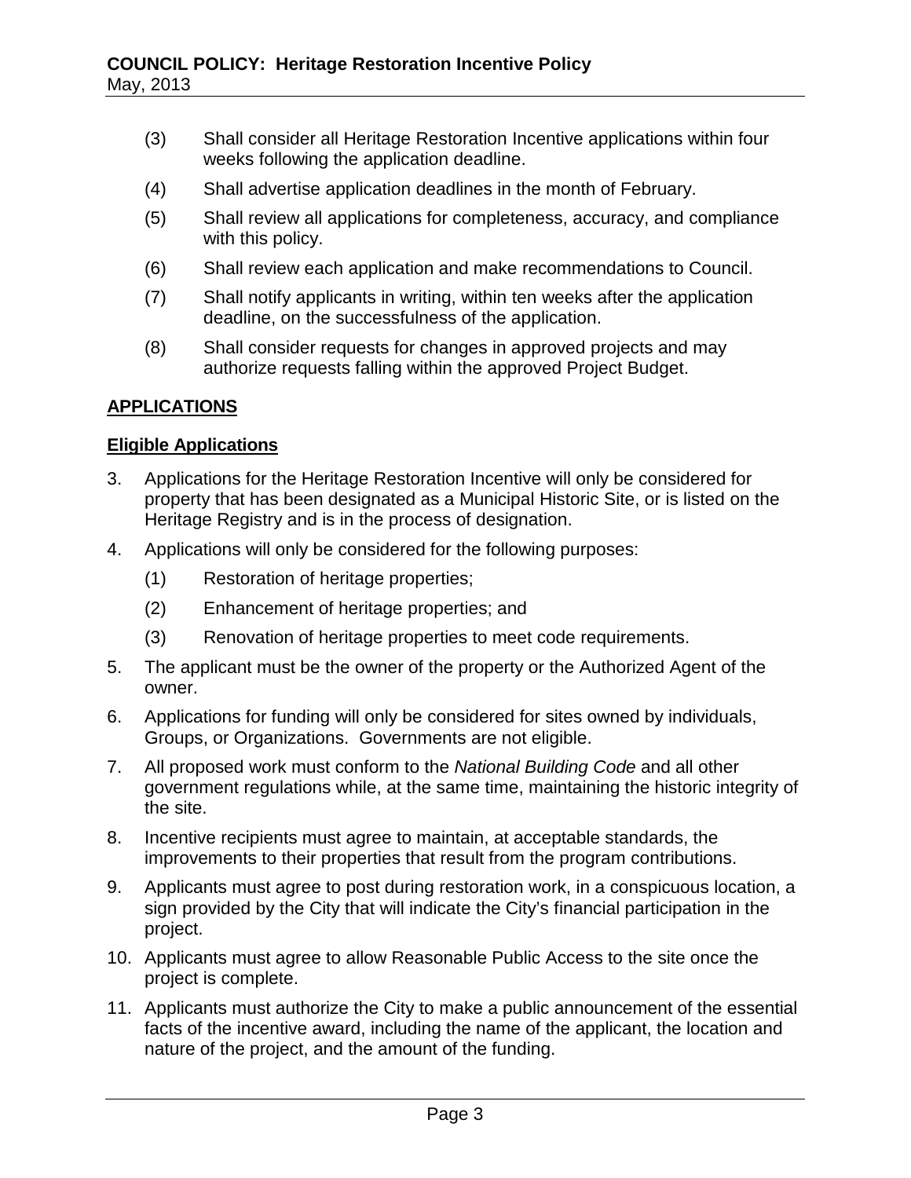(3) Shall consider all Heritage Restoration Incentive applications within four weeks following the application deadline.

(4) Shall advertise application deadlines in the month of February.

(5) Shall review all applications for completeness, accuracy, and compliance with this policy.

(6) Shall review each application and make recommendations to Council.

(7) Shall notify applicants in writing, within ten weeks after the application deadline, on the successfulness of the application.

(8) Shall consider requests for changes in approved projects and may authorize requests falling within the approved Project Budget.

## APPLICATIONS

### Eligible Applications

3. Applications for the Heritage Restoration Incentive will only be considered for property that has been designated as a Municipal Historic Site, or is listed on the Heritage Registry and is in the process of designation.

4. Applications will only be considered for the following purposes:

    (1) Restoration of heritage properties;

    (2) Enhancement of heritage properties; and

    (3) Renovation of heritage properties to meet code requirements.

5. The applicant must be the owner of the property or the Authorized Agent of the owner.

6. Applications for funding will only be considered for sites owned by individuals, Groups, or Organizations. Governments are not eligible.

7. All proposed work must conform to the *National Building Code* and all other government regulations while, at the same time, maintaining the historic integrity of the site.

8. Incentive recipients must agree to maintain, at acceptable standards, the improvements to their properties that result from the program contributions.

9. Applicants must agree to post during restoration work, in a conspicuous location, a sign provided by the City that will indicate the City's financial participation in the project.

10. Applicants must agree to allow Reasonable Public Access to the site once the project is complete.

11. Applicants must authorize the City to make a public announcement of the essential facts of the incentive award, including the name of the applicant, the location and nature of the project, and the amount of the funding.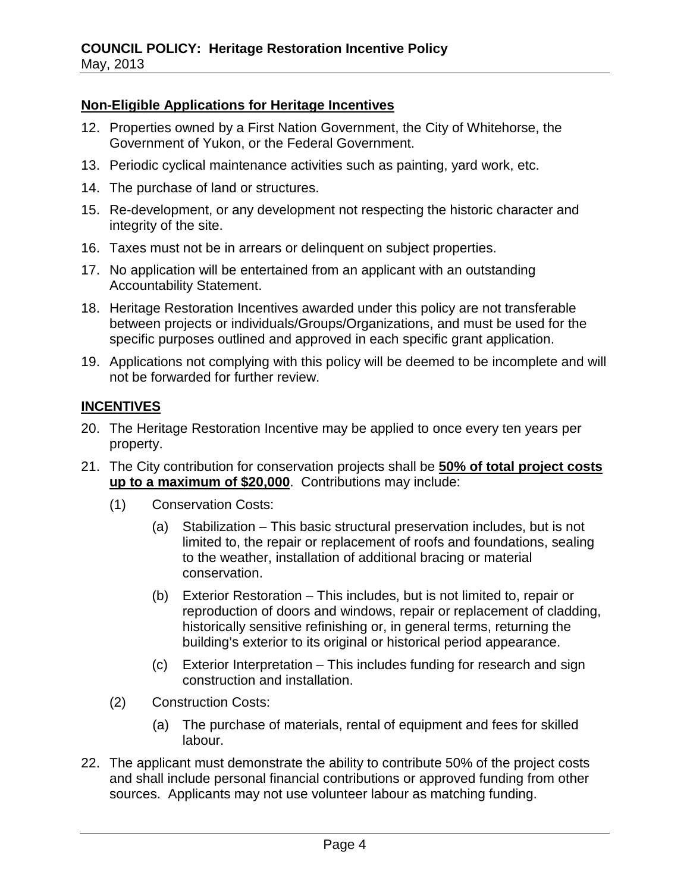### **Non-Eligible Applications for Heritage Incentives**

12. Properties owned by a First Nation Government, the City of Whitehorse, the Government of Yukon, or the Federal Government.
13. Periodic cyclical maintenance activities such as painting, yard work, etc.
14. The purchase of land or structures.
15. Re-development, or any development not respecting the historic character and integrity of the site.
16. Taxes must not be in arrears or delinquent on subject properties.
17. No application will be entertained from an applicant with an outstanding Accountability Statement.
18. Heritage Restoration Incentives awarded under this policy are not transferable between projects or individuals/Groups/Organizations, and must be used for the specific purposes outlined and approved in each specific grant application.
19. Applications not complying with this policy will be deemed to be incomplete and will not be forwarded for further review.

### **INCENTIVES**

20. The Heritage Restoration Incentive may be applied to once every ten years per property.
21. The City contribution for conservation projects shall be **50% of total project costs up to a maximum of $20,000**. Contributions may include:
    (1) Conservation Costs:
        (a) Stabilization – This basic structural preservation includes, but is not limited to, the repair or replacement of roofs and foundations, sealing to the weather, installation of additional bracing or material conservation.
        (b) Exterior Restoration – This includes, but is not limited to, repair or reproduction of doors and windows, repair or replacement of cladding, historically sensitive refinishing or, in general terms, returning the building's exterior to its original or historical period appearance.
        (c) Exterior Interpretation – This includes funding for research and sign construction and installation.
    (2) Construction Costs:
        (a) The purchase of materials, rental of equipment and fees for skilled labour.
22. The applicant must demonstrate the ability to contribute 50% of the project costs and shall include personal financial contributions or approved funding from other sources. Applicants may not use volunteer labour as matching funding.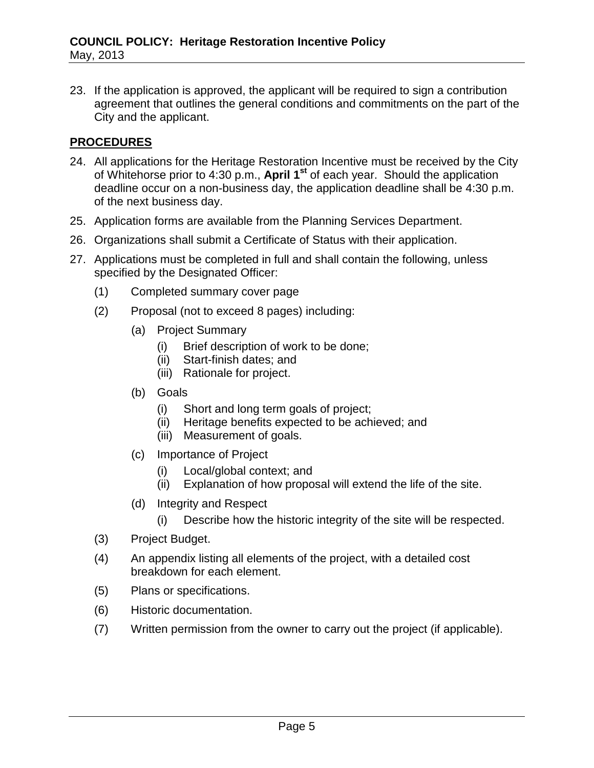23. If the application is approved, the applicant will be required to sign a contribution agreement that outlines the general conditions and commitments on the part of the City and the applicant.

## PROCEDURES

24. All applications for the Heritage Restoration Incentive must be received by the City of Whitehorse prior to 4:30 p.m., **April 1st** of each year. Should the application deadline occur on a non-business day, the application deadline shall be 4:30 p.m. of the next business day.

25. Application forms are available from the Planning Services Department.

26. Organizations shall submit a Certificate of Status with their application.

27. Applications must be completed in full and shall contain the following, unless specified by the Designated Officer:

    (1) Completed summary cover page

    (2) Proposal (not to exceed 8 pages) including:

     (a) Project Summary
      - (i) Brief description of work to be done;
      - (ii) Start-finish dates; and
      - (iii) Rationale for project.

     (b) Goals
      - (i) Short and long term goals of project;
      - (ii) Heritage benefits expected to be achieved; and
      - (iii) Measurement of goals.

     (c) Importance of Project
      - (i) Local/global context; and
      - (ii) Explanation of how proposal will extend the life of the site.

     (d) Integrity and Respect
      - (i) Describe how the historic integrity of the site will be respected.

    (3) Project Budget.

    (4) An appendix listing all elements of the project, with a detailed cost breakdown for each element.

    (5) Plans or specifications.

    (6) Historic documentation.

    (7) Written permission from the owner to carry out the project (if applicable).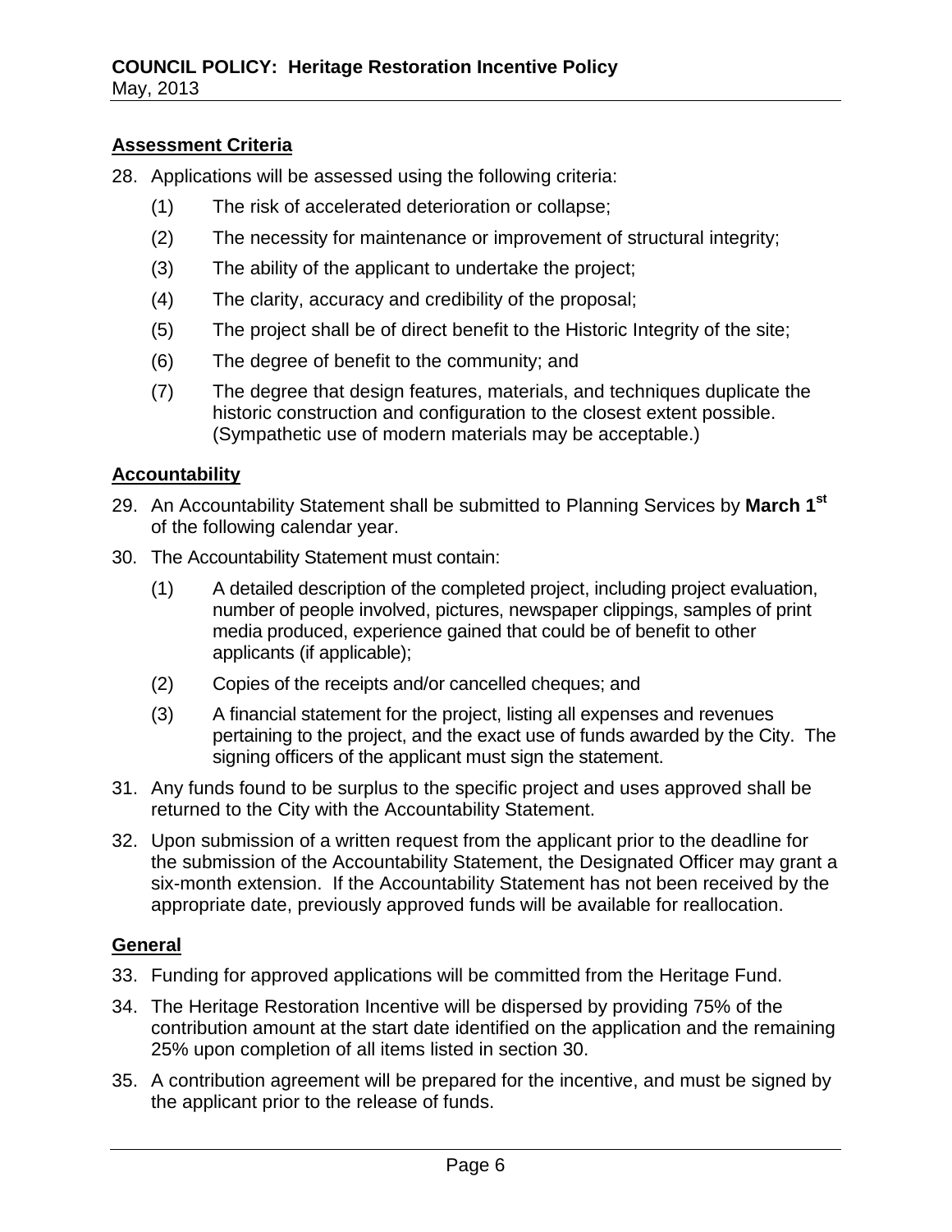## Assessment Criteria

28. Applications will be assessed using the following criteria:
    (1) The risk of accelerated deterioration or collapse;
    (2) The necessity for maintenance or improvement of structural integrity;
    (3) The ability of the applicant to undertake the project;
    (4) The clarity, accuracy and credibility of the proposal;
    (5) The project shall be of direct benefit to the Historic Integrity of the site;
    (6) The degree of benefit to the community; and
    (7) The degree that design features, materials, and techniques duplicate the historic construction and configuration to the closest extent possible. (Sympathetic use of modern materials may be acceptable.)

## Accountability

29. An Accountability Statement shall be submitted to Planning Services by **March 1st** of the following calendar year.
30. The Accountability Statement must contain:
    (1) A detailed description of the completed project, including project evaluation, number of people involved, pictures, newspaper clippings, samples of print media produced, experience gained that could be of benefit to other applicants (if applicable);
    (2) Copies of the receipts and/or cancelled cheques; and
    (3) A financial statement for the project, listing all expenses and revenues pertaining to the project, and the exact use of funds awarded by the City. The signing officers of the applicant must sign the statement.
31. Any funds found to be surplus to the specific project and uses approved shall be returned to the City with the Accountability Statement.
32. Upon submission of a written request from the applicant prior to the deadline for the submission of the Accountability Statement, the Designated Officer may grant a six-month extension. If the Accountability Statement has not been received by the appropriate date, previously approved funds will be available for reallocation.

## General

33. Funding for approved applications will be committed from the Heritage Fund.
34. The Heritage Restoration Incentive will be dispersed by providing 75% of the contribution amount at the start date identified on the application and the remaining 25% upon completion of all items listed in section 30.
35. A contribution agreement will be prepared for the incentive, and must be signed by the applicant prior to the release of funds.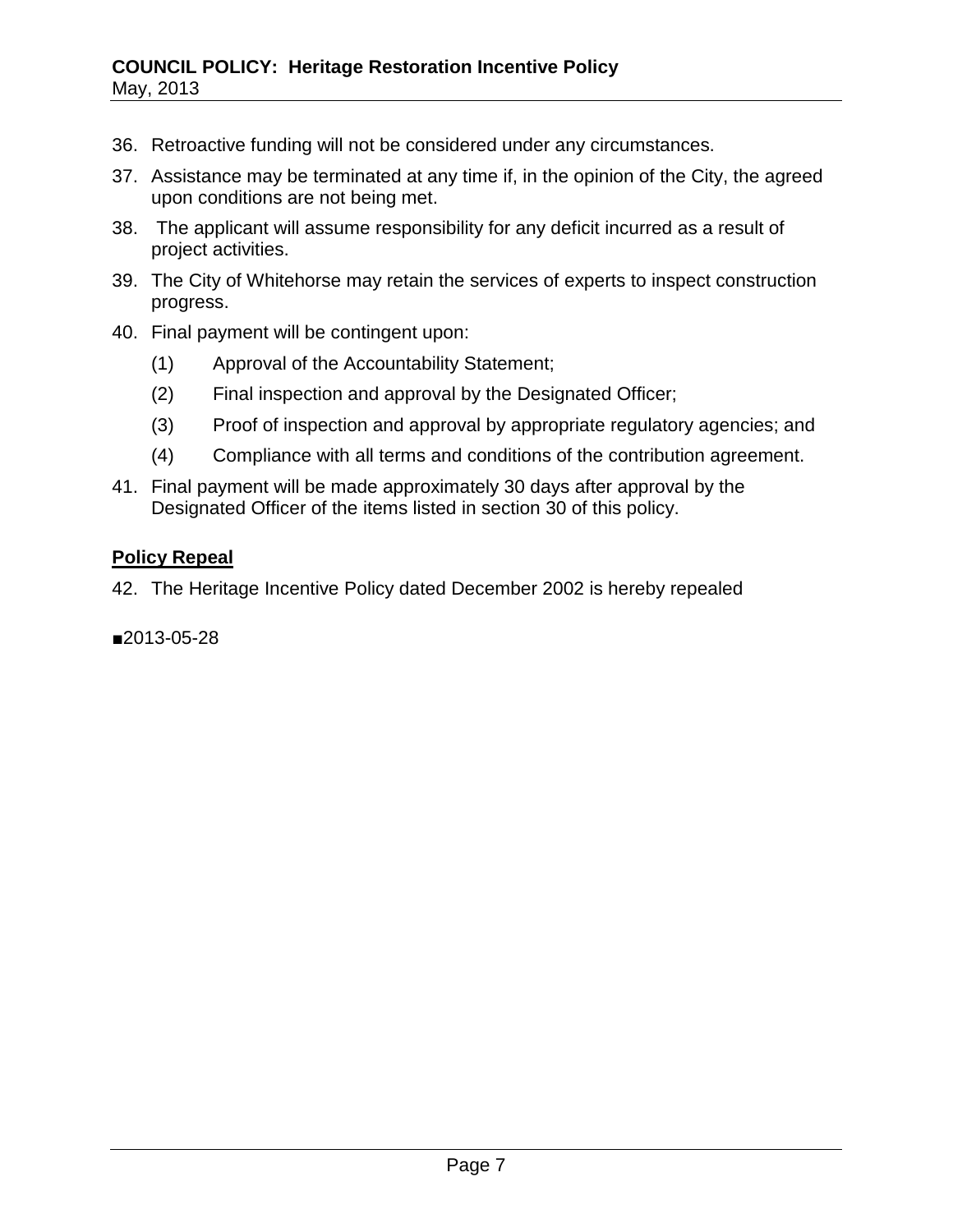36. Retroactive funding will not be considered under any circumstances.
37. Assistance may be terminated at any time if, in the opinion of the City, the agreed upon conditions are not being met.
38. The applicant will assume responsibility for any deficit incurred as a result of project activities.
39. The City of Whitehorse may retain the services of experts to inspect construction progress.
40. Final payment will be contingent upon:
    (1) Approval of the Accountability Statement;
    (2) Final inspection and approval by the Designated Officer;
    (3) Proof of inspection and approval by appropriate regulatory agencies; and
    (4) Compliance with all terms and conditions of the contribution agreement.
41. Final payment will be made approximately 30 days after approval by the Designated Officer of the items listed in section 30 of this policy.

**Policy Repeal**

42. The Heritage Incentive Policy dated December 2002 is hereby repealed

■2013-05-28